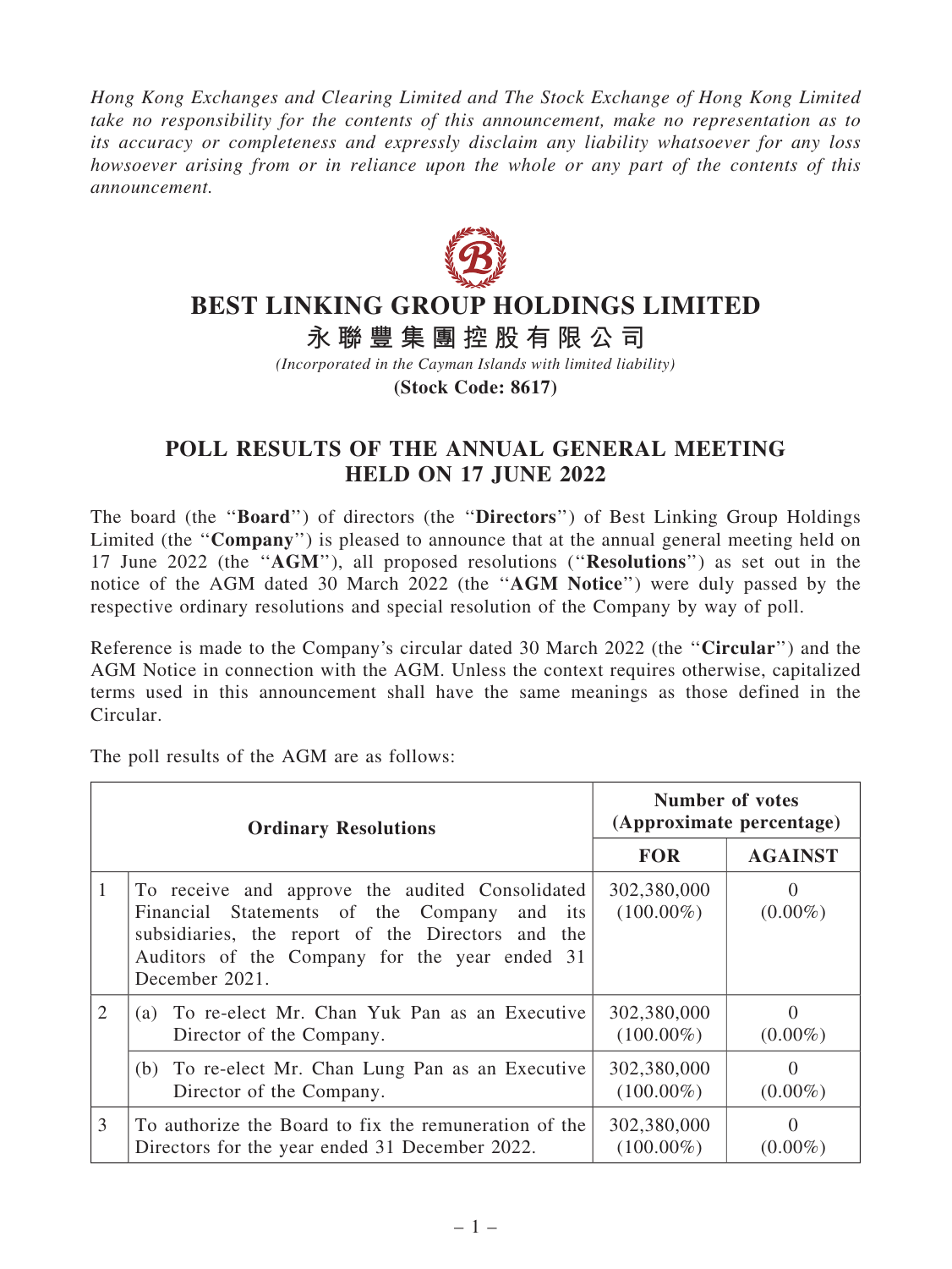*Hong Kong Exchanges and Clearing Limited and The Stock Exchange of Hong Kong Limited take no responsibility for the contents of this announcement, make no representation as to its accuracy or completeness and expressly disclaim any liability whatsoever for any loss howsoever arising from or in reliance upon the whole or any part of the contents of this announcement.*

# BEST LINKING GROUP HOLDINGS LIMITED

# 永聯豐集團控股有限公司

*(Incorporated in the Cayman Islands with limited liability)*

**(Stock Code: 8617)**

## POLL RESULTS OF THE ANNUAL GENERAL MEETING HELD ON 17 JUNE 2022

The board (the "**Board**") of directors (the "**Directors**") of Best Linking Group Holdings Limited (the "**Company**") is pleased to announce that at the annual general meeting held on 17 June 2022 (the "**AGM**"), all proposed resolutions ("**Resolutions**") as set out in the notice of the AGM dated 30 March 2022 (the "**AGM Notice**") were duly passed by the respective ordinary resolutions and special resolution of the Company by way of poll.

Reference is made to the Company's circular dated 30 March 2022 (the "**Circular**") and the AGM Notice in connection with the AGM. Unless the context requires otherwise, capitalized terms used in this announcement shall have the same meanings as those defined in the Circular.

The poll results of the AGM are as follows:

| | **Ordinary Resolutions** | **Number of votes (Approximate percentage)** | |
|---|---|---|---|
| | | **FOR** | **AGAINST** |
| 1 | To receive and approve the audited Consolidated Financial Statements of the Company and its subsidiaries, the report of the Directors and the Auditors of the Company for the year ended 31 December 2021. | 302,380,000 (100.00%) | 0 (0.00%) |
| 2 | (a) To re-elect Mr. Chan Yuk Pan as an Executive Director of the Company. | 302,380,000 (100.00%) | 0 (0.00%) |
| | (b) To re-elect Mr. Chan Lung Pan as an Executive Director of the Company. | 302,380,000 (100.00%) | 0 (0.00%) |
| 3 | To authorize the Board to fix the remuneration of the Directors for the year ended 31 December 2022. | 302,380,000 (100.00%) | 0 (0.00%) |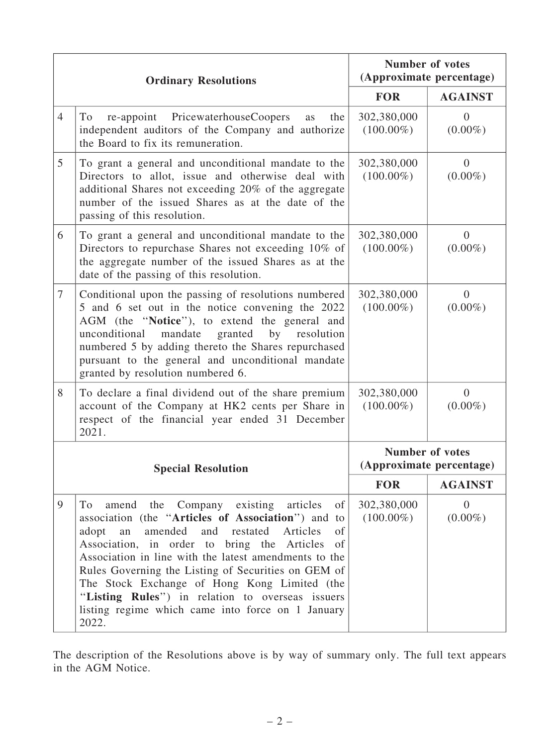| | Ordinary Resolutions | Number of votes (Approximate percentage) | |
|---|---|---|---|
| | | **FOR** | **AGAINST** |
| 4 | To re-appoint PricewaterhouseCoopers as the independent auditors of the Company and authorize the Board to fix its remuneration. | 302,380,000 (100.00%) | 0 (0.00%) |
| 5 | To grant a general and unconditional mandate to the Directors to allot, issue and otherwise deal with additional Shares not exceeding 20% of the aggregate number of the issued Shares as at the date of the passing of this resolution. | 302,380,000 (100.00%) | 0 (0.00%) |
| 6 | To grant a general and unconditional mandate to the Directors to repurchase Shares not exceeding 10% of the aggregate number of the issued Shares as at the date of the passing of this resolution. | 302,380,000 (100.00%) | 0 (0.00%) |
| 7 | Conditional upon the passing of resolutions numbered 5 and 6 set out in the notice convening the 2022 AGM (the "**Notice**"), to extend the general and unconditional mandate granted by resolution numbered 5 by adding thereto the Shares repurchased pursuant to the general and unconditional mandate granted by resolution numbered 6. | 302,380,000 (100.00%) | 0 (0.00%) |
| 8 | To declare a final dividend out of the share premium account of the Company at HK2 cents per Share in respect of the financial year ended 31 December 2021. | 302,380,000 (100.00%) | 0 (0.00%) |
| | **Special Resolution** | **Number of votes (Approximate percentage)** | |
| | | **FOR** | **AGAINST** |
| 9 | To amend the Company existing articles of association (the "**Articles of Association**") and to adopt an amended and restated Articles of Association, in order to bring the Articles of Association in line with the latest amendments to the Rules Governing the Listing of Securities on GEM of The Stock Exchange of Hong Kong Limited (the "**Listing Rules**") in relation to overseas issuers listing regime which came into force on 1 January 2022. | 302,380,000 (100.00%) | 0 (0.00%) |

The description of the Resolutions above is by way of summary only. The full text appears in the AGM Notice.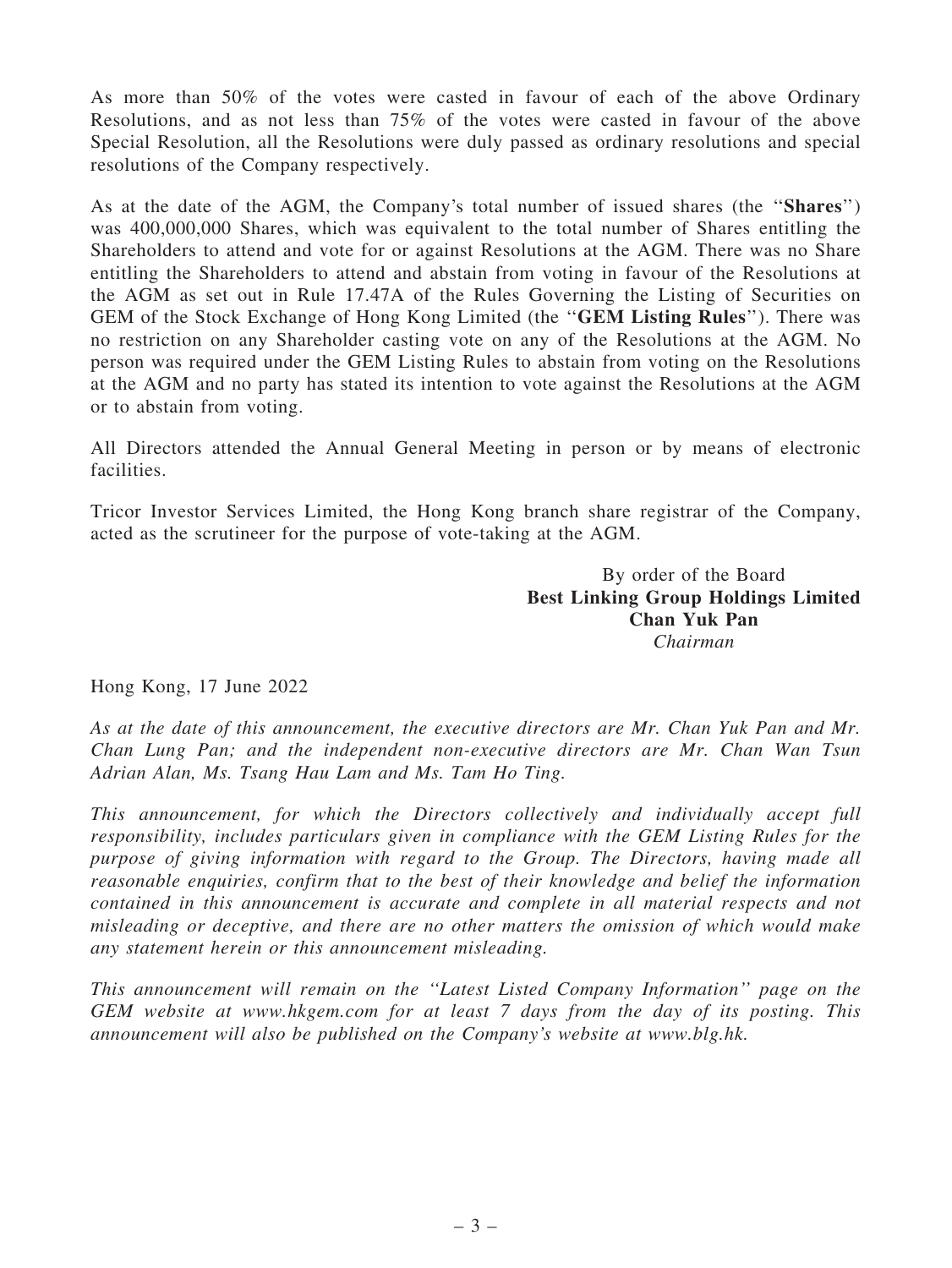As more than 50% of the votes were casted in favour of each of the above Ordinary Resolutions, and as not less than 75% of the votes were casted in favour of the above Special Resolution, all the Resolutions were duly passed as ordinary resolutions and special resolutions of the Company respectively.

As at the date of the AGM, the Company's total number of issued shares (the "**Shares**") was 400,000,000 Shares, which was equivalent to the total number of Shares entitling the Shareholders to attend and vote for or against Resolutions at the AGM. There was no Share entitling the Shareholders to attend and abstain from voting in favour of the Resolutions at the AGM as set out in Rule 17.47A of the Rules Governing the Listing of Securities on GEM of the Stock Exchange of Hong Kong Limited (the "**GEM Listing Rules**"). There was no restriction on any Shareholder casting vote on any of the Resolutions at the AGM. No person was required under the GEM Listing Rules to abstain from voting on the Resolutions at the AGM and no party has stated its intention to vote against the Resolutions at the AGM or to abstain from voting.

All Directors attended the Annual General Meeting in person or by means of electronic facilities.

Tricor Investor Services Limited, the Hong Kong branch share registrar of the Company, acted as the scrutineer for the purpose of vote-taking at the AGM.

By order of the Board
**Best Linking Group Holdings Limited**
**Chan Yuk Pan**
*Chairman*

Hong Kong, 17 June 2022

*As at the date of this announcement, the executive directors are Mr. Chan Yuk Pan and Mr. Chan Lung Pan; and the independent non-executive directors are Mr. Chan Wan Tsun Adrian Alan, Ms. Tsang Hau Lam and Ms. Tam Ho Ting.*

*This announcement, for which the Directors collectively and individually accept full responsibility, includes particulars given in compliance with the GEM Listing Rules for the purpose of giving information with regard to the Group. The Directors, having made all reasonable enquiries, confirm that to the best of their knowledge and belief the information contained in this announcement is accurate and complete in all material respects and not misleading or deceptive, and there are no other matters the omission of which would make any statement herein or this announcement misleading.*

*This announcement will remain on the "Latest Listed Company Information" page on the GEM website at www.hkgem.com for at least 7 days from the day of its posting. This announcement will also be published on the Company's website at www.blg.hk.*